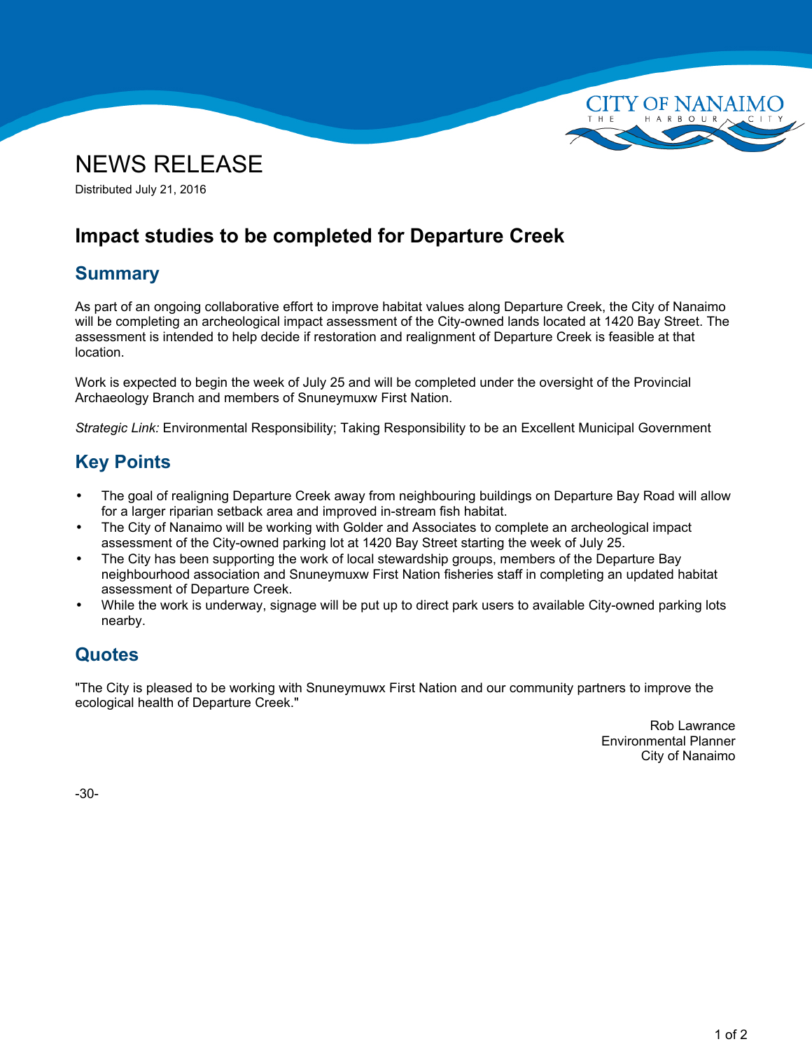CITY OF NANAIMO
THE HARBOUR CITY

# NEWS RELEASE

Distributed July 21, 2016

## Impact studies to be completed for Departure Creek

### Summary

As part of an ongoing collaborative effort to improve habitat values along Departure Creek, the City of Nanaimo will be completing an archeological impact assessment of the City-owned lands located at 1420 Bay Street. The assessment is intended to help decide if restoration and realignment of Departure Creek is feasible at that location.

Work is expected to begin the week of July 25 and will be completed under the oversight of the Provincial Archaeology Branch and members of Snuneymuxw First Nation.

*Strategic Link:* Environmental Responsibility; Taking Responsibility to be an Excellent Municipal Government

### Key Points

- The goal of realigning Departure Creek away from neighbouring buildings on Departure Bay Road will allow for a larger riparian setback area and improved in-stream fish habitat.
- The City of Nanaimo will be working with Golder and Associates to complete an archeological impact assessment of the City-owned parking lot at 1420 Bay Street starting the week of July 25.
- The City has been supporting the work of local stewardship groups, members of the Departure Bay neighbourhood association and Snuneymuxw First Nation fisheries staff in completing an updated habitat assessment of Departure Creek.
- While the work is underway, signage will be put up to direct park users to available City-owned parking lots nearby.

### Quotes

"The City is pleased to be working with Snuneymuwx First Nation and our community partners to improve the ecological health of Departure Creek."

Rob Lawrance
Environmental Planner
City of Nanaimo

-30-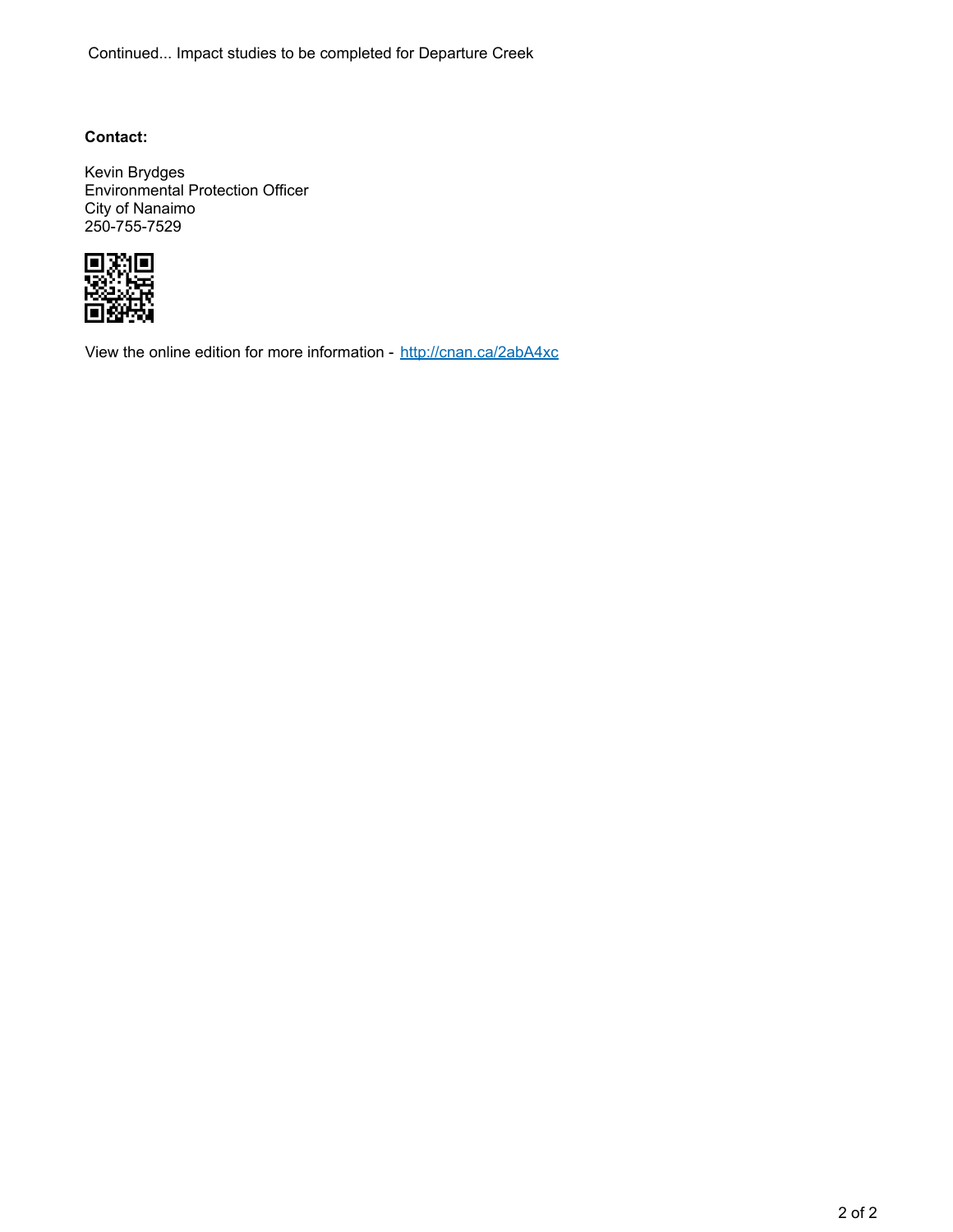Continued... Impact studies to be completed for Departure Creek

**Contact:**

Kevin Brydges
Environmental Protection Officer
City of Nanaimo
250-755-7529

View the online edition for more information - http://cnan.ca/2abA4xc